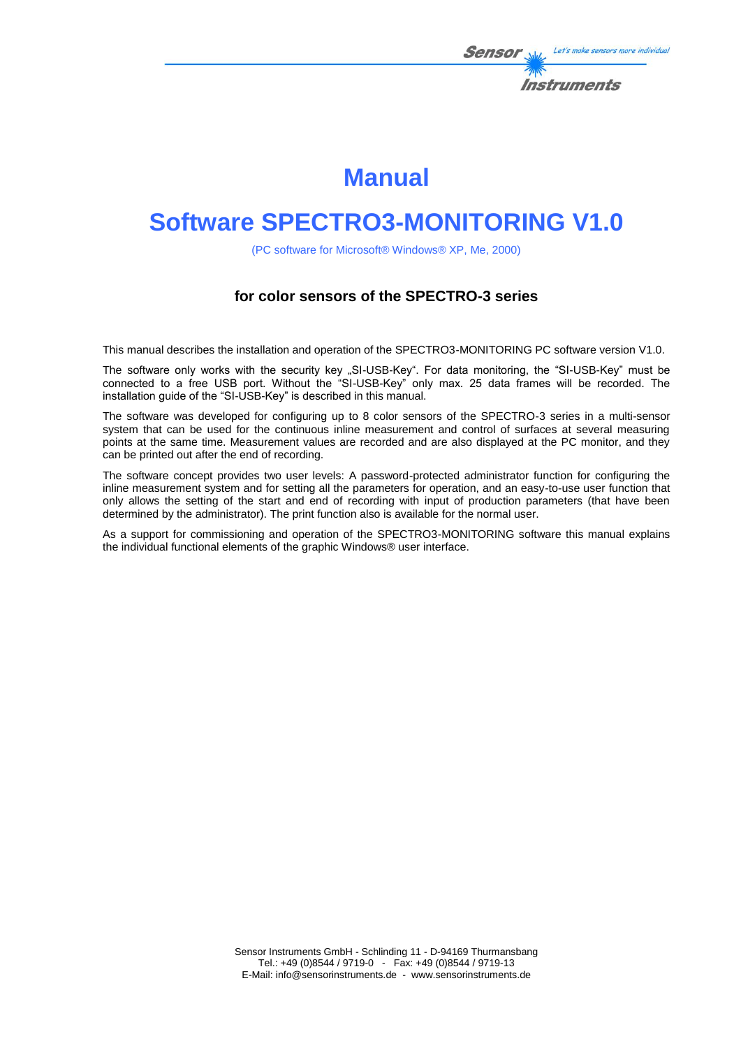# Manual

# Software SPECTRO3-MONITORING V1.0

(PC software for Microsoft® Windows® XP, Me, 2000)

### for color sensors of the SPECTRO-3 series

This manual describes the installation and operation of the SPECTRO3-MONITORING PC software version V1.0.

The software only works with the security key „SI-USB-Key". For data monitoring, the "SI-USB-Key" must be connected to a free USB port. Without the "SI-USB-Key" only max. 25 data frames will be recorded. The installation guide of the "SI-USB-Key" is described in this manual.

The software was developed for configuring up to 8 color sensors of the SPECTRO-3 series in a multi-sensor system that can be used for the continuous inline measurement and control of surfaces at several measuring points at the same time. Measurement values are recorded and are also displayed at the PC monitor, and they can be printed out after the end of recording.

The software concept provides two user levels: A password-protected administrator function for configuring the inline measurement system and for setting all the parameters for operation, and an easy-to-use user function that only allows the setting of the start and end of recording with input of production parameters (that have been determined by the administrator). The print function also is available for the normal user.

As a support for commissioning and operation of the SPECTRO3-MONITORING software this manual explains the individual functional elements of the graphic Windows® user interface.

Sensor Instruments GmbH - Schlinding 11 - D-94169 Thurmansbang
Tel.: +49 (0)8544 / 9719-0 - Fax: +49 (0)8544 / 9719-13
E-Mail: info@sensorinstruments.de - www.sensorinstruments.de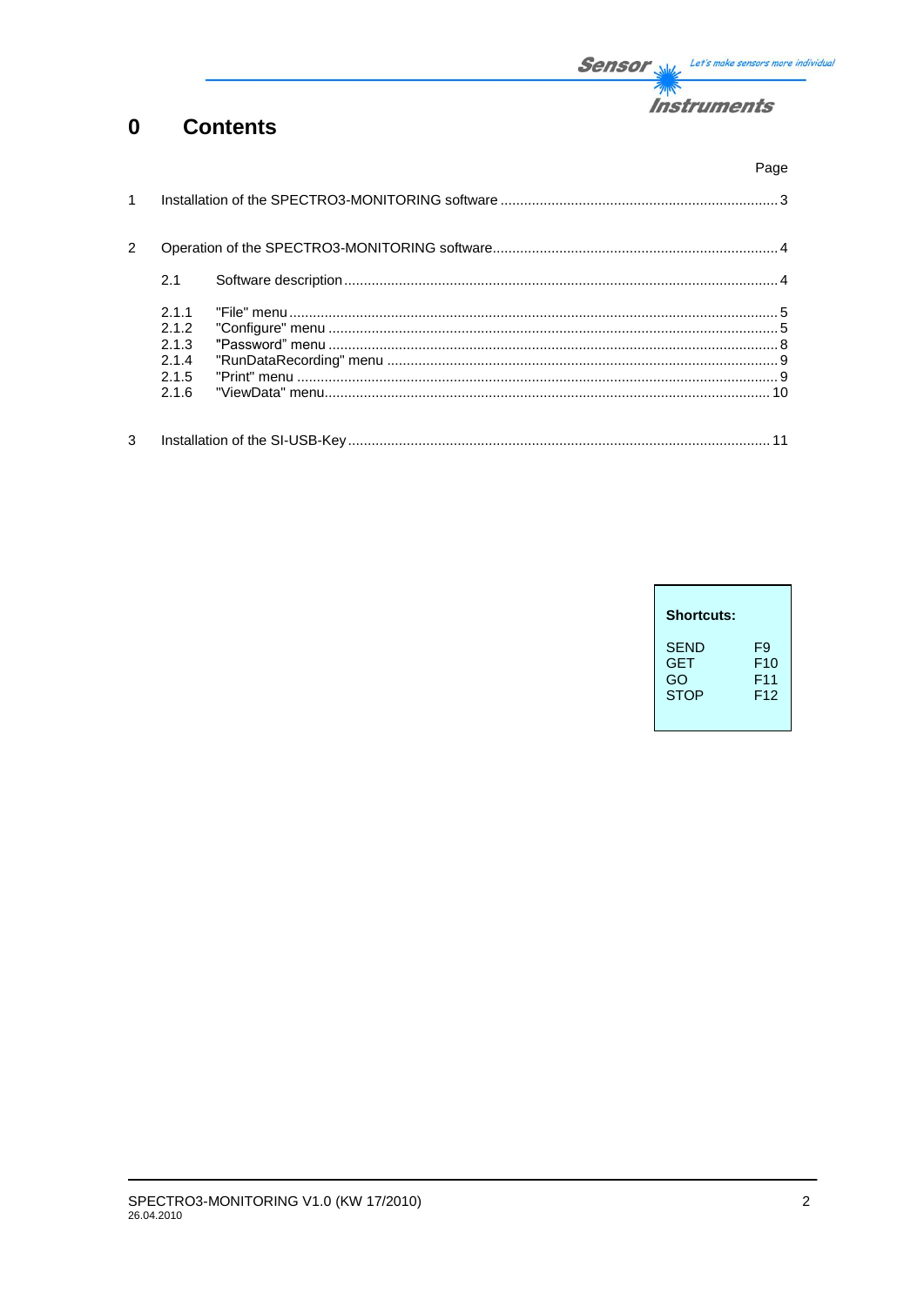# 0 Contents

| | | Page |
|---|---|---|
| 1 | Installation of the SPECTRO3-MONITORING software | 3 |
| 2 | Operation of the SPECTRO3-MONITORING software | 4 |
| 2.1 | Software description | 4 |
| 2.1.1 | "File" menu | 5 |
| 2.1.2 | "Configure" menu | 5 |
| 2.1.3 | "Password" menu | 8 |
| 2.1.4 | "RunDataRecording" menu | 9 |
| 2.1.5 | "Print" menu | 9 |
| 2.1.6 | "ViewData" menu | 10 |
| 3 | Installation of the SI-USB-Key | 11 |

**Shortcuts:**

| | |
|---|---|
| SEND | F9 |
| GET | F10 |
| GO | F11 |
| STOP | F12 |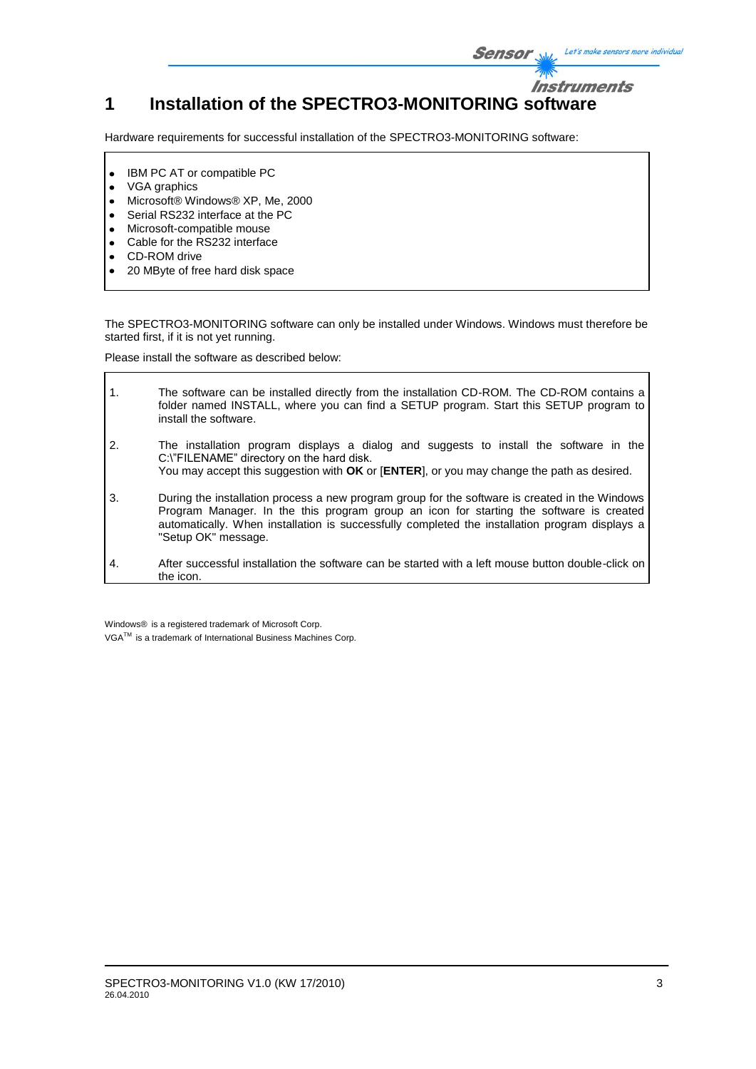# 1 Installation of the SPECTRO3-MONITORING software

Hardware requirements for successful installation of the SPECTRO3-MONITORING software:

- IBM PC AT or compatible PC
- VGA graphics
- Microsoft® Windows® XP, Me, 2000
- Serial RS232 interface at the PC
- Microsoft-compatible mouse
- Cable for the RS232 interface
- CD-ROM drive
- 20 MByte of free hard disk space

The SPECTRO3-MONITORING software can only be installed under Windows. Windows must therefore be started first, if it is not yet running.

Please install the software as described below:

1. The software can be installed directly from the installation CD-ROM. The CD-ROM contains a folder named INSTALL, where you can find a SETUP program. Start this SETUP program to install the software.

2. The installation program displays a dialog and suggests to install the software in the C:\"FILENAME" directory on the hard disk.
   You may accept this suggestion with **OK** or [**ENTER**], or you may change the path as desired.

3. During the installation process a new program group for the software is created in the Windows Program Manager. In the this program group an icon for starting the software is created automatically. When installation is successfully completed the installation program displays a "Setup OK" message.

4. After successful installation the software can be started with a left mouse button double-click on the icon.

Windows® is a registered trademark of Microsoft Corp.
VGA™ is a trademark of International Business Machines Corp.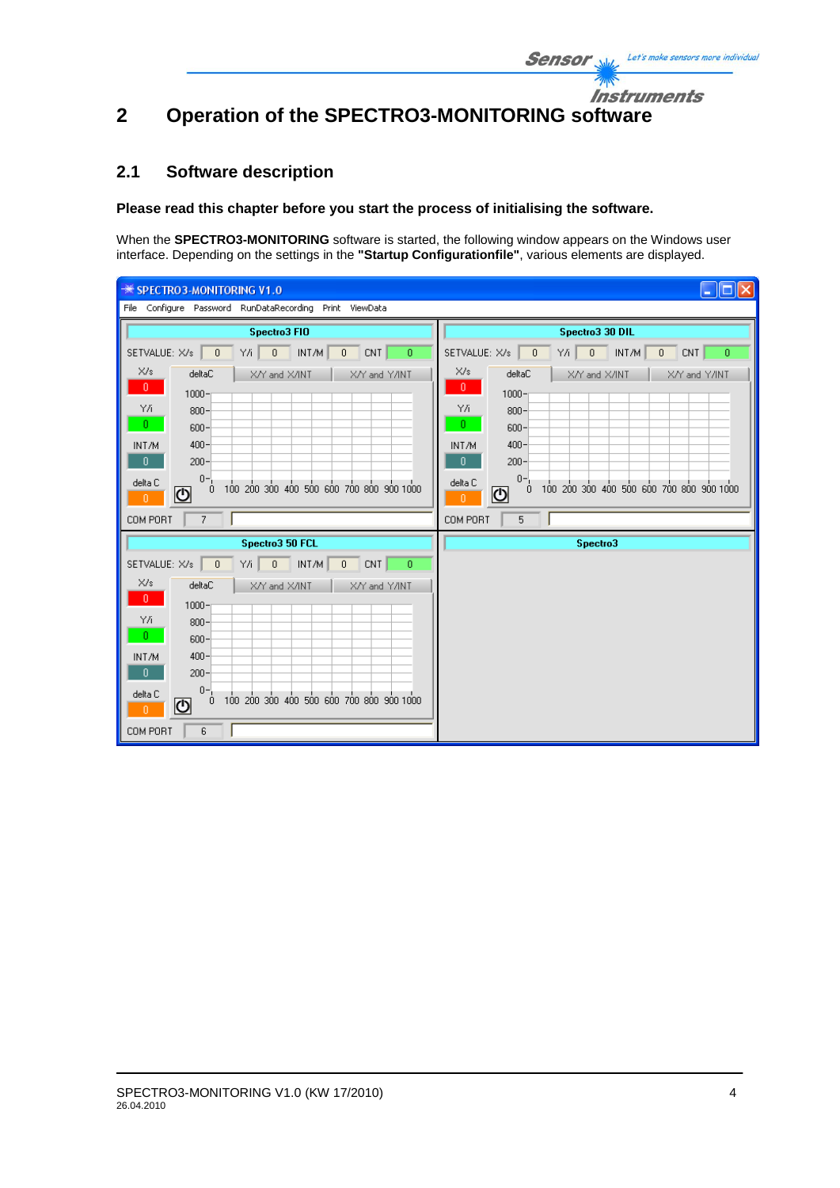# 2 Operation of the SPECTRO3-MONITORING software

## 2.1 Software description

**Please read this chapter before you start the process of initialising the software.**

When the **SPECTRO3-MONITORING** software is started, the following window appears on the Windows user interface. Depending on the settings in the **"Startup Configurationfile"**, various elements are displayed.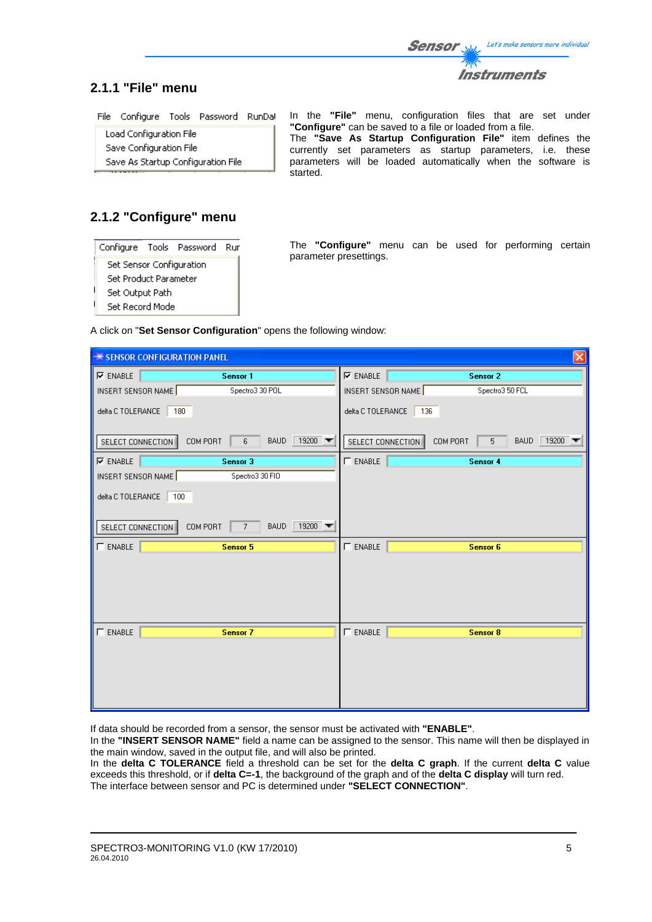### 2.1.1 "File" menu

File Configure Tools Password RunDat

- Load Configuration File
- Save Configuration File
- Save As Startup Configuration File

In the **"File"** menu, configuration files that are set under **"Configure"** can be saved to a file or loaded from a file.
The **"Save As Startup Configuration File"** item defines the currently set parameters as startup parameters, i.e. these parameters will be loaded automatically when the software is started.

### 2.1.2 "Configure" menu

Configure Tools Password Rur

- Set Sensor Configuration
- Set Product Parameter
- Set Output Path
- Set Record Mode

The **"Configure"** menu can be used for performing certain parameter presettings.

A click on "**Set Sensor Configuration**" opens the following window:

SENSOR CONFIGURATION PANEL

| | |
|---|---|
| ☑ ENABLE — Sensor 1<br>INSERT SENSOR NAME: Spectro3 30 POL<br>delta C TOLERANCE: 180<br>SELECT CONNECTION — COM PORT: 6 — BAUD: 19200 | ☑ ENABLE — Sensor 2<br>INSERT SENSOR NAME: Spectro3 50 FCL<br>delta C TOLERANCE: 136<br>SELECT CONNECTION — COM PORT: 5 — BAUD: 19200 |
| ☑ ENABLE — Sensor 3<br>INSERT SENSOR NAME: Spectro3 30 FIO<br>delta C TOLERANCE: 100<br>SELECT CONNECTION — COM PORT: 7 — BAUD: 19200 | ☐ ENABLE — Sensor 4 |
| ☐ ENABLE — Sensor 5 | ☐ ENABLE — Sensor 6 |
| ☐ ENABLE — Sensor 7 | ☐ ENABLE — Sensor 8 |

If data should be recorded from a sensor, the sensor must be activated with **"ENABLE"**.
In the **"INSERT SENSOR NAME"** field a name can be assigned to the sensor. This name will then be displayed in the main window, saved in the output file, and will also be printed.
In the **delta C TOLERANCE** field a threshold can be set for the **delta C graph**. If the current **delta C** value exceeds this threshold, or if **delta C=-1**, the background of the graph and of the **delta C display** will turn red.
The interface between sensor and PC is determined under **"SELECT CONNECTION"**.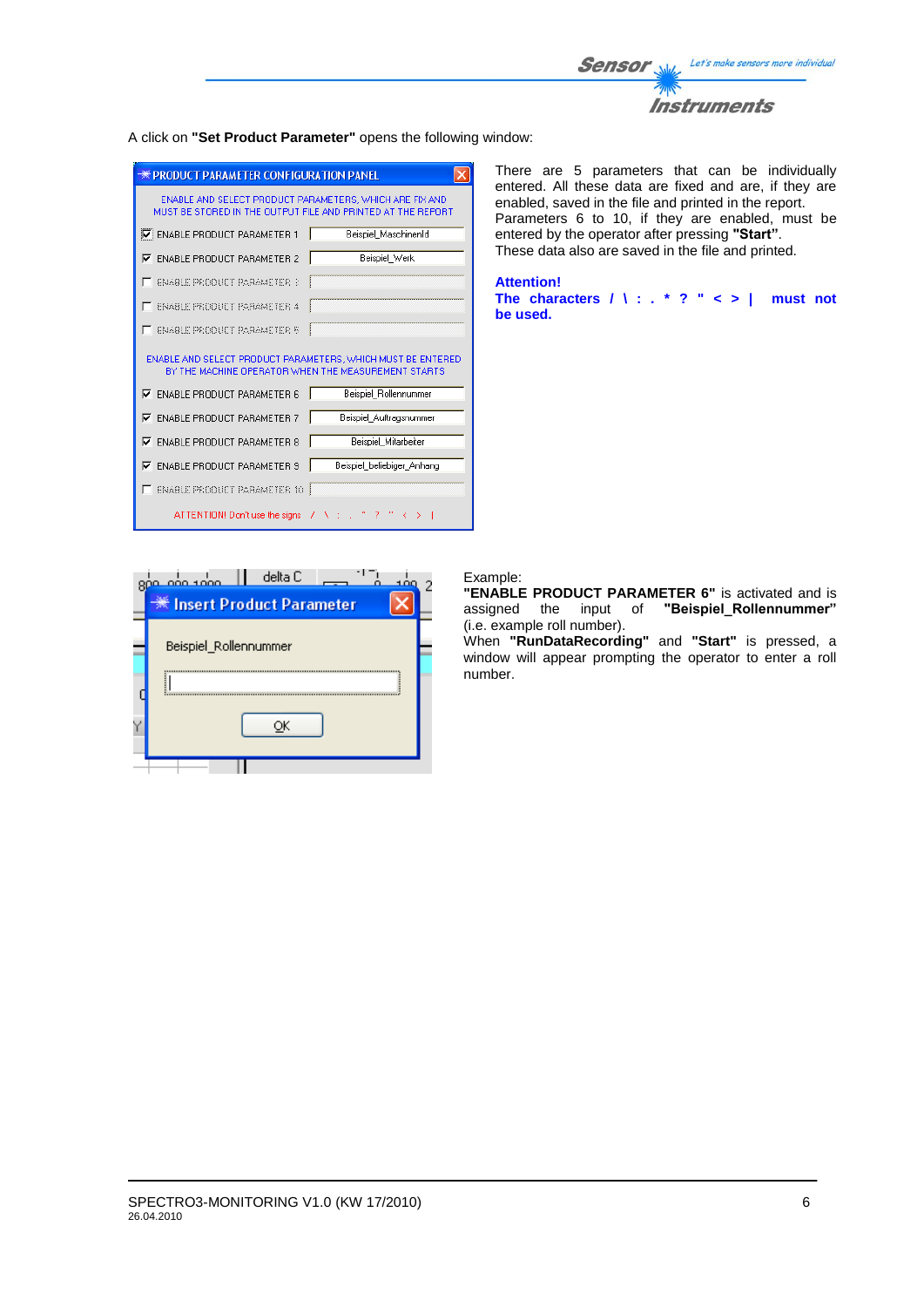A click on **"Set Product Parameter"** opens the following window:

There are 5 parameters that can be individually entered. All these data are fixed and are, if they are enabled, saved in the file and printed in the report. Parameters 6 to 10, if they are enabled, must be entered by the operator after pressing **"Start"**. These data also are saved in the file and printed.

**Attention!**
**The characters / \ : . * ? " < > | must not be used.**

Example:
**"ENABLE PRODUCT PARAMETER 6"** is activated and is assigned the input of **"Beispiel_Rollennummer"** (i.e. example roll number).
When **"RunDataRecording"** and **"Start"** is pressed, a window will appear prompting the operator to enter a roll number.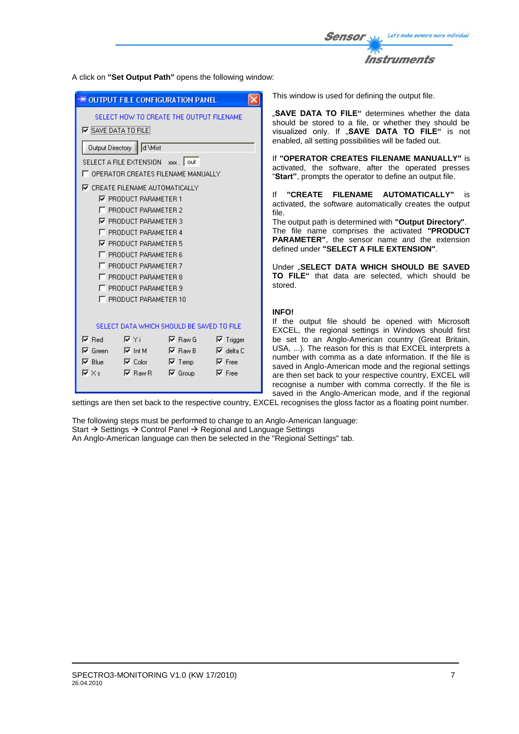A click on **"Set Output Path"** opens the following window:

OUTPUT FILE CONFIGURATION PANEL

SELECT HOW TO CREATE THE OUTPUT FILENAME

- [x] SAVE DATA TO FILE

Output Directory: d:\Mist

SELECT A FILE EXTENSION xxx . out

- [ ] OPERATOR CREATES FILENAME MANUALLY
- [x] CREATE FILENAME AUTOMATICALLY
  - [x] PRODUCT PARAMETER 1
  - [ ] PRODUCT PARAMETER 2
  - [x] PRODUCT PARAMETER 3
  - [ ] PRODUCT PARAMETER 4
  - [x] PRODUCT PARAMETER 5
  - [ ] PRODUCT PARAMETER 6
  - [ ] PRODUCT PARAMETER 7
  - [ ] PRODUCT PARAMETER 8
  - [ ] PRODUCT PARAMETER 9
  - [ ] PRODUCT PARAMETER 10

SELECT DATA WHICH SHOULD BE SAVED TO FILE

| | | | |
|---|---|---|---|
| ☑ Red | ☑ Y i | ☑ Raw G | ☑ Trigger |
| ☑ Green | ☑ Int M | ☑ Raw B | ☑ delta C |
| ☑ Blue | ☑ Color | ☑ Temp | ☑ Free |
| ☑ X s | ☑ Raw R | ☑ Group | ☑ Free |

This window is used for defining the output file.

„**SAVE DATA TO FILE**" determines whether the data should be stored to a file, or whether they should be visualized only. If „**SAVE DATA TO FILE**" is not enabled, all setting possibilities will be faded out.

If **"OPERATOR CREATES FILENAME MANUALLY"** is activated, the software, after the operated presses "**Start**", prompts the operator to define an output file.

If **"CREATE FILENAME AUTOMATICALLY"** is activated, the software automatically creates the output file.
The output path is determined with **"Output Directory"**. The file name comprises the activated **"PRODUCT PARAMETER"**, the sensor name and the extension defined under **"SELECT A FILE EXTENSION"**.

Under „**SELECT DATA WHICH SHOULD BE SAVED TO FILE**" that data are selected, which should be stored.

**INFO!**
If the output file should be opened with Microsoft EXCEL, the regional settings in Windows should first be set to an Anglo-American country (Great Britain, USA, ...). The reason for this is that EXCEL interprets a number with comma as a date information. If the file is saved in Anglo-American mode and the regional settings are then set back to your respective country, EXCEL will recognise a number with comma correctly. If the file is saved in the Anglo-American mode, and if the regional settings are then set back to the respective country, EXCEL recognises the gloss factor as a floating point number.

The following steps must be performed to change to an Anglo-American language:
Start → Settings → Control Panel → Regional and Language Settings
An Anglo-American language can then be selected in the "Regional Settings" tab.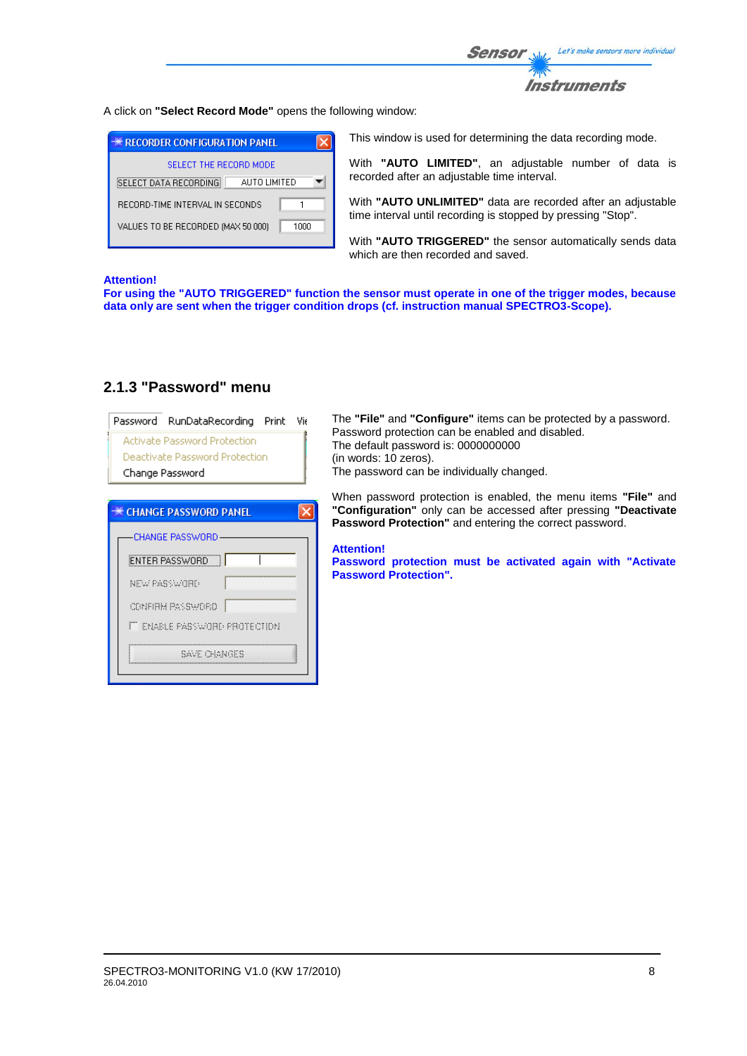A click on **"Select Record Mode"** opens the following window:

This window is used for determining the data recording mode.

With **"AUTO LIMITED"**, an adjustable number of data is recorded after an adjustable time interval.

With **"AUTO UNLIMITED"** data are recorded after an adjustable time interval until recording is stopped by pressing "Stop".

With **"AUTO TRIGGERED"** the sensor automatically sends data which are then recorded and saved.

**Attention!**
**For using the "AUTO TRIGGERED" function the sensor must operate in one of the trigger modes, because data only are sent when the trigger condition drops (cf. instruction manual SPECTRO3-Scope).**

### 2.1.3 "Password" menu

The **"File"** and **"Configure"** items can be protected by a password.
Password protection can be enabled and disabled.
The default password is: 0000000000
(in words: 10 zeros).
The password can be individually changed.

When password protection is enabled, the menu items **"File"** and **"Configuration"** only can be accessed after pressing **"Deactivate Password Protection"** and entering the correct password.

**Attention!**
**Password protection must be activated again with "Activate Password Protection".**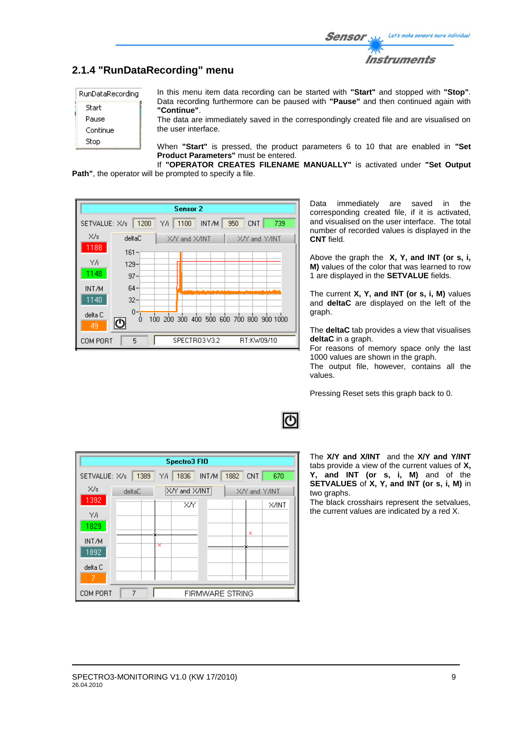## 2.1.4 "RunDataRecording" menu

In this menu item data recording can be started with **"Start"** and stopped with **"Stop"**. Data recording furthermore can be paused with **"Pause"** and then continued again with **"Continue"**.
The data are immediately saved in the correspondingly created file and are visualised on the user interface.

When **"Start"** is pressed, the product parameters 6 to 10 that are enabled in **"Set Product Parameters"** must be entered.
If **"OPERATOR CREATES FILENAME MANUALLY"** is activated under **"Set Output Path"**, the operator will be prompted to specify a file.

Data immediately are saved in the corresponding created file, if it is activated, and visualised on the user interface. The total number of recorded values is displayed in the **CNT** field.

Above the graph the **X, Y, and INT (or s, i, M)** values of the color that was learned to row 1 are displayed in the **SETVALUE** fields.

The current **X, Y, and INT (or s, i, M)** values and **deltaC** are displayed on the left of the graph.

The **deltaC** tab provides a view that visualises **deltaC** in a graph.
For reasons of memory space only the last 1000 values are shown in the graph.
The output file, however, contains all the values.

Pressing Reset sets this graph back to 0.

The **X/Y and X/INT** and the **X/Y and Y/INT** tabs provide a view of the current values of **X, Y, and INT (or s, i, M)** and of the **SETVALUES** of **X, Y, and INT (or s, i, M)** in two graphs.
The black crosshairs represent the setvalues, the current values are indicated by a red X.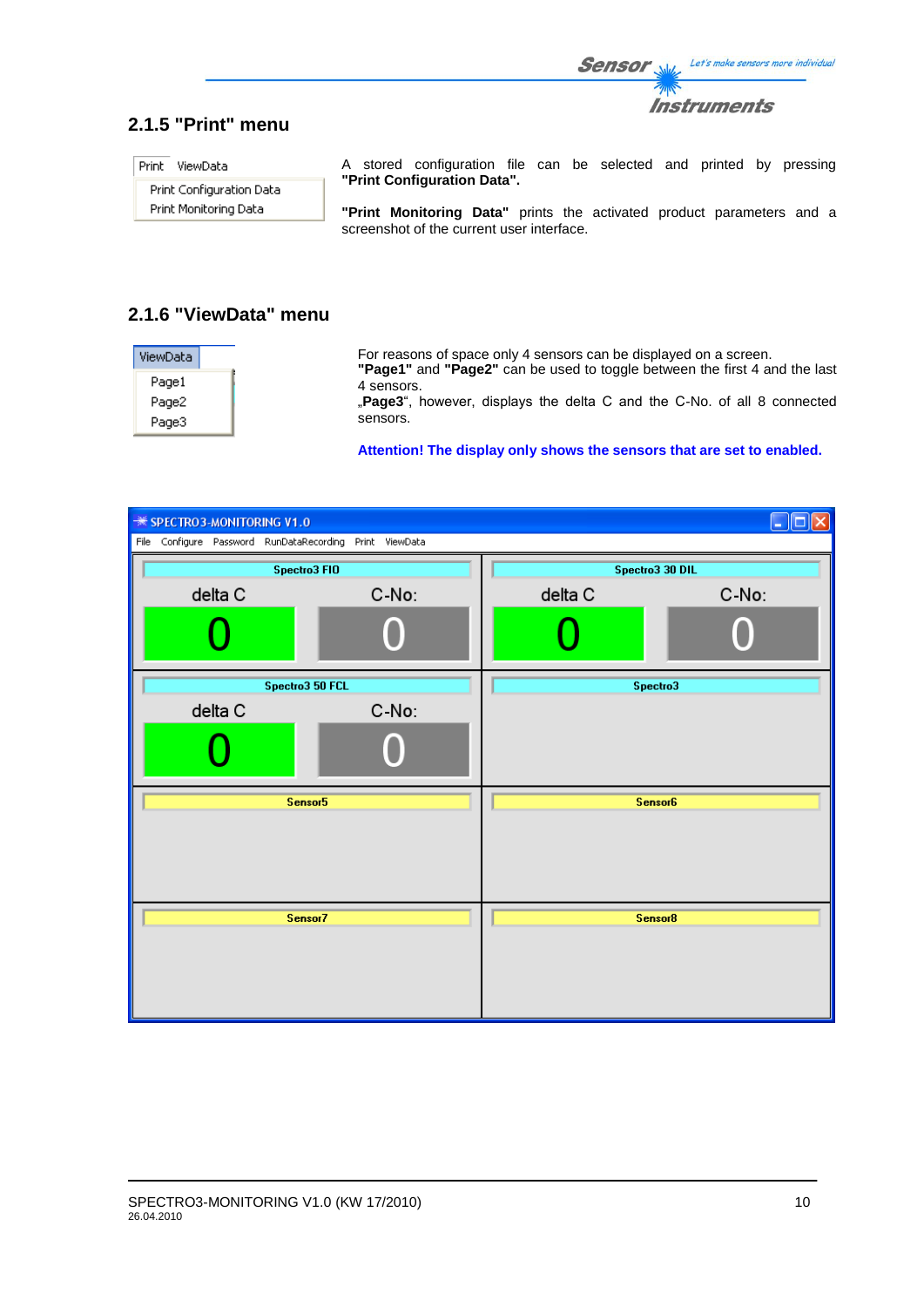### 2.1.5 "Print" menu

A stored configuration file can be selected and printed by pressing **"Print Configuration Data".**

**"Print Monitoring Data"** prints the activated product parameters and a screenshot of the current user interface.

### 2.1.6 "ViewData" menu

For reasons of space only 4 sensors can be displayed on a screen.
**"Page1"** and **"Page2"** can be used to toggle between the first 4 and the last 4 sensors.
„**Page3**", however, displays the delta C and the C-No. of all 8 connected sensors.

**Attention! The display only shows the sensors that are set to enabled.**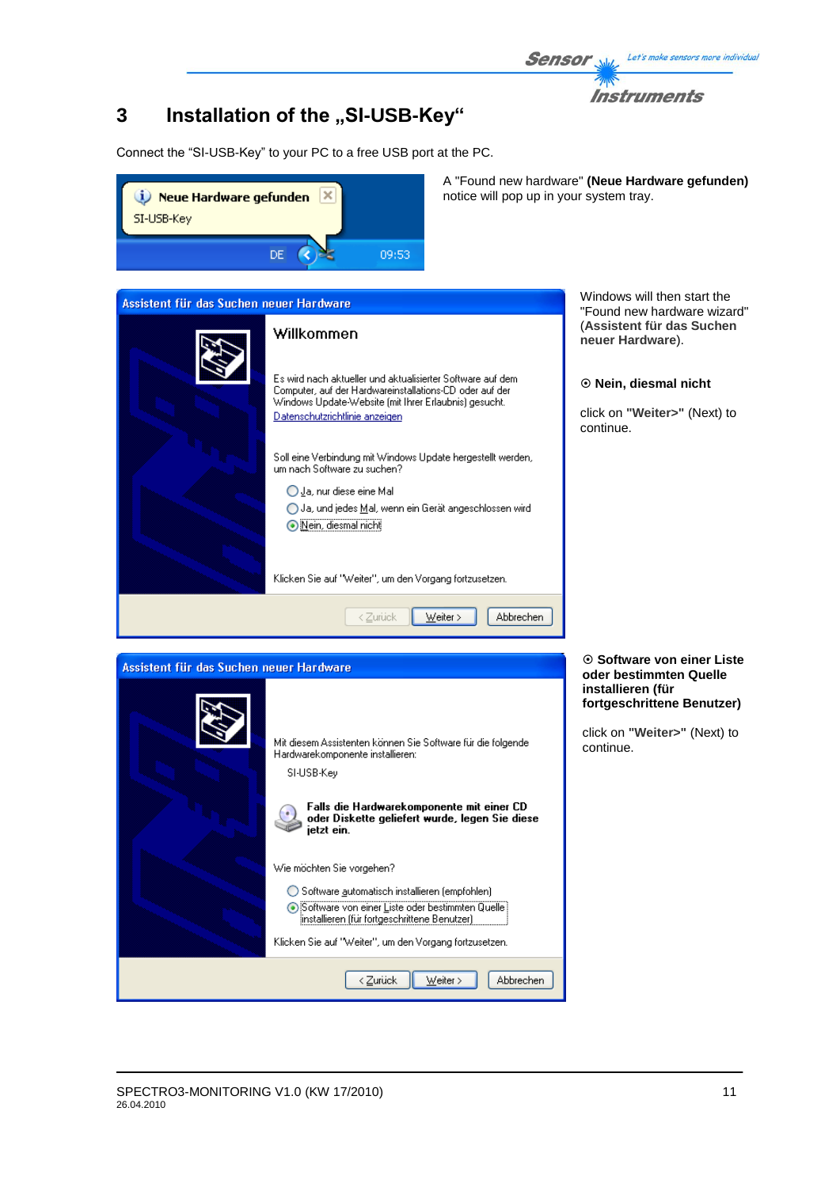# 3 Installation of the „SI-USB-Key“

Connect the “SI-USB-Key” to your PC to a free USB port at the PC.

Neue Hardware gefunden
SI-USB-Key
DE 09:53

A "Found new hardware" **(Neue Hardware gefunden)** notice will pop up in your system tray.

Assistent für das Suchen neuer Hardware

Willkommen

Es wird nach aktueller und aktualisierter Software auf dem Computer, auf der Hardwareinstallations-CD oder auf der Windows Update-Website (mit Ihrer Erlaubnis) gesucht.
Datenschutzrichtlinie anzeigen

Soll eine Verbindung mit Windows Update hergestellt werden, um nach Software zu suchen?

- Ja, nur diese eine Mal
- Ja, und jedes Mal, wenn ein Gerät angeschlossen wird
- Nein, diesmal nicht

Klicken Sie auf "Weiter", um den Vorgang fortzusetzen.

< Zurück | Weiter > | Abbrechen

Windows will then start the "Found new hardware wizard" (**Assistent für das Suchen neuer Hardware**).

⊙ **Nein, diesmal nicht**

click on **"Weiter>"** (Next) to continue.

Assistent für das Suchen neuer Hardware

Mit diesem Assistenten können Sie Software für die folgende Hardwarekomponente installieren:

SI-USB-Key

**Falls die Hardwarekomponente mit einer CD oder Diskette geliefert wurde, legen Sie diese jetzt ein.**

Wie möchten Sie vorgehen?

- Software automatisch installieren (empfohlen)
- Software von einer Liste oder bestimmten Quelle installieren (für fortgeschrittene Benutzer)

Klicken Sie auf "Weiter", um den Vorgang fortzusetzen.

< Zurück | Weiter > | Abbrechen

⊙ **Software von einer Liste oder bestimmten Quelle installieren (für fortgeschrittene Benutzer)**

click on **"Weiter>"** (Next) to continue.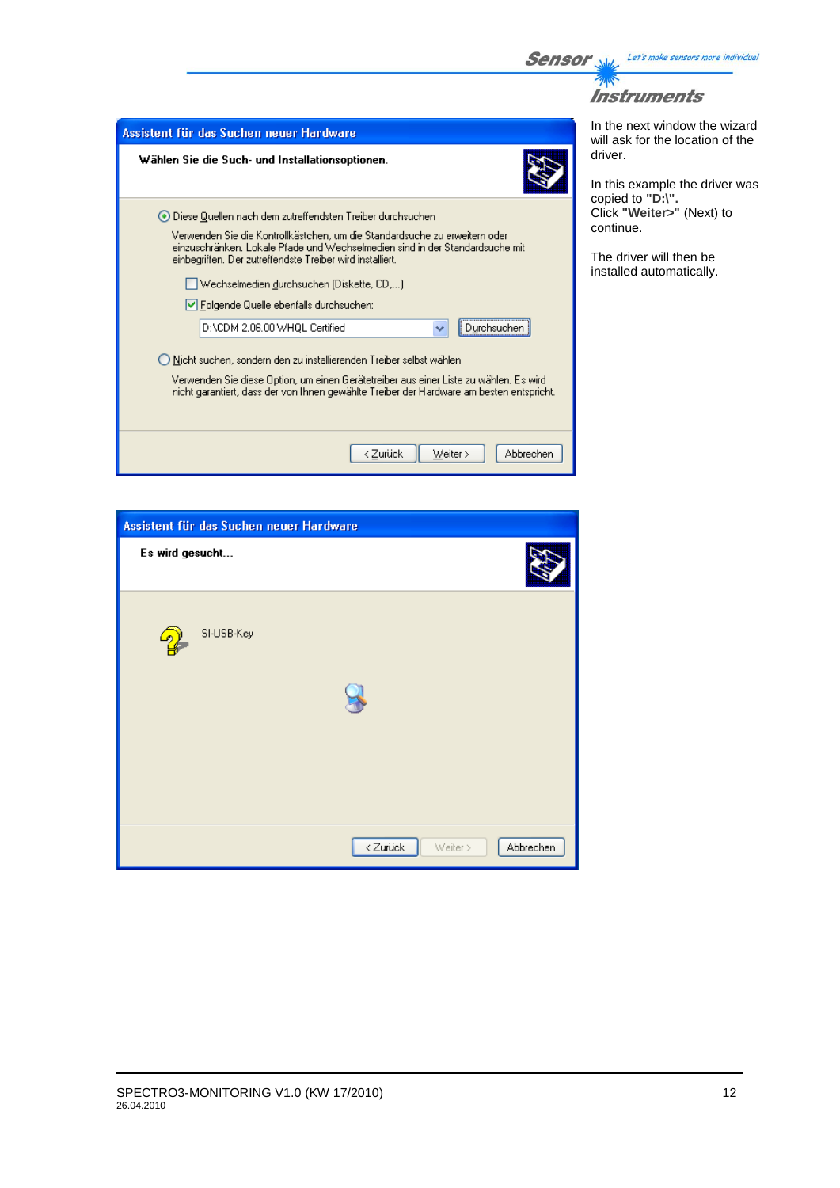Assistent für das Suchen neuer Hardware

**Wählen Sie die Such- und Installationsoptionen.**

Diese Quellen nach dem zutreffendsten Treiber durchsuchen

Verwenden Sie die Kontrollkästchen, um die Standardsuche zu erweitern oder einzuschränken. Lokale Pfade und Wechselmedien sind in der Standardsuche mit einbegriffen. Der zutreffendste Treiber wird installiert.

Wechselmedien durchsuchen (Diskette, CD,...)

Folgende Quelle ebenfalls durchsuchen:

D:\CDM 2.06.00 WHQL Certified — Durchsuchen

Nicht suchen, sondern den zu installierenden Treiber selbst wählen

Verwenden Sie diese Option, um einen Gerätetreiber aus einer Liste zu wählen. Es wird nicht garantiert, dass der von Ihnen gewählte Treiber der Hardware am besten entspricht.

< Zurück | Weiter > | Abbrechen

In the next window the wizard will ask for the location of the driver.

In this example the driver was copied to **"D:\"**.
Click **"Weiter>"** (Next) to continue.

The driver will then be installed automatically.

Assistent für das Suchen neuer Hardware

**Es wird gesucht...**

SI-USB-Key

< Zurück | Weiter > | Abbrechen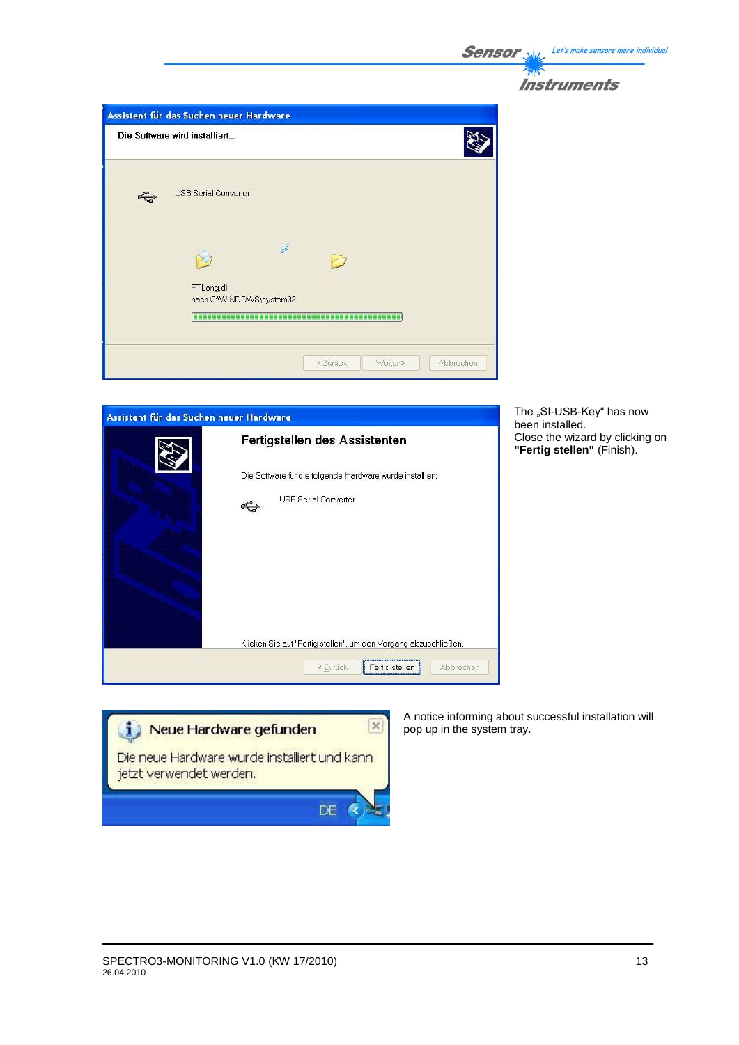The „SI-USB-Key“ has now been installed.
Close the wizard by clicking on **"Fertig stellen"** (Finish).

A notice informing about successful installation will pop up in the system tray.